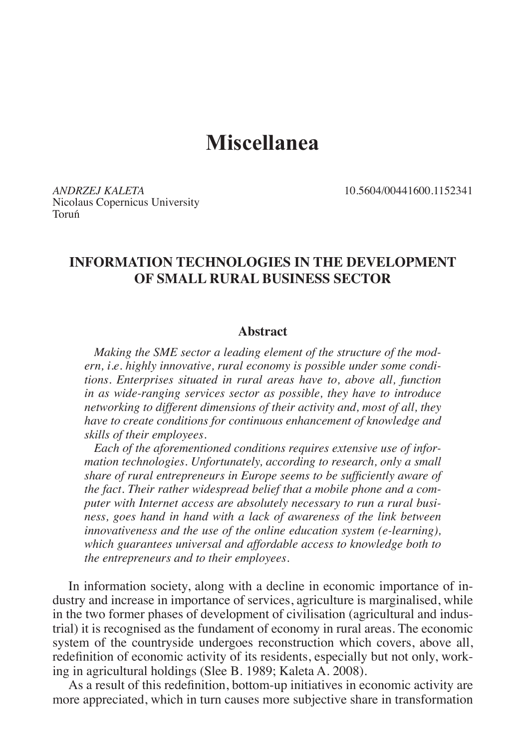# Miscellanea

*ANDRZEJ KALETA*
Nicolaus Copernicus University
Toruń

10.5604/00441600.1152341

## INFORMATION TECHNOLOGIES IN THE DEVELOPMENT OF SMALL RURAL BUSINESS SECTOR

### Abstract

*Making the SME sector a leading element of the structure of the modern, i.e. highly innovative, rural economy is possible under some conditions. Enterprises situated in rural areas have to, above all, function in as wide-ranging services sector as possible, they have to introduce networking to different dimensions of their activity and, most of all, they have to create conditions for continuous enhancement of knowledge and skills of their employees.*

*Each of the aforementioned conditions requires extensive use of information technologies. Unfortunately, according to research, only a small share of rural entrepreneurs in Europe seems to be sufficiently aware of the fact. Their rather widespread belief that a mobile phone and a computer with Internet access are absolutely necessary to run a rural business, goes hand in hand with a lack of awareness of the link between innovativeness and the use of the online education system (e-learning), which guarantees universal and affordable access to knowledge both to the entrepreneurs and to their employees.*

In information society, along with a decline in economic importance of industry and increase in importance of services, agriculture is marginalised, while in the two former phases of development of civilisation (agricultural and industrial) it is recognised as the fundament of economy in rural areas. The economic system of the countryside undergoes reconstruction which covers, above all, redefinition of economic activity of its residents, especially but not only, working in agricultural holdings (Slee B. 1989; Kaleta A. 2008).

As a result of this redefinition, bottom-up initiatives in economic activity are more appreciated, which in turn causes more subjective share in transformation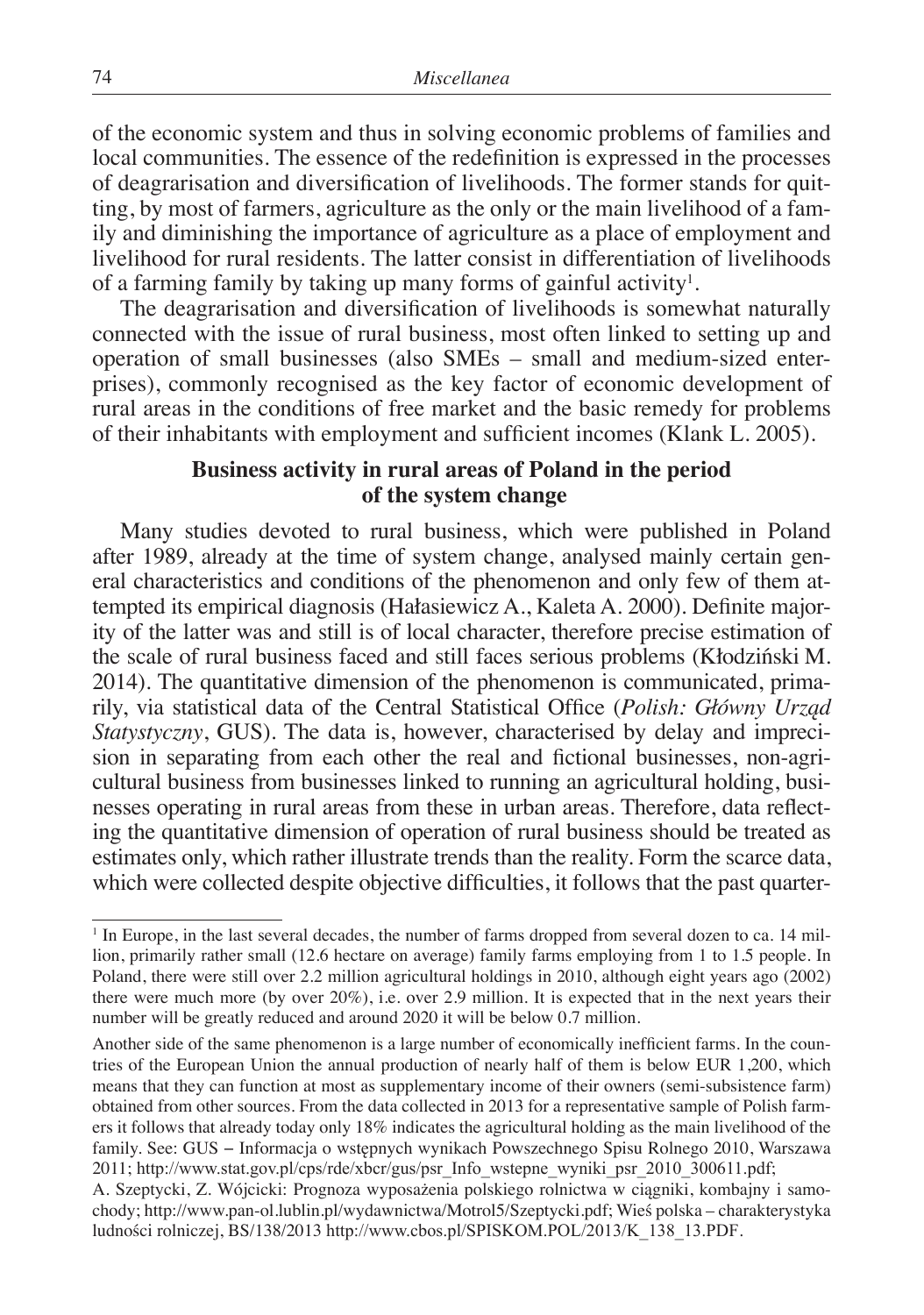of the economic system and thus in solving economic problems of families and local communities. The essence of the redefinition is expressed in the processes of deagrarisation and diversification of livelihoods. The former stands for quitting, by most of farmers, agriculture as the only or the main livelihood of a family and diminishing the importance of agriculture as a place of employment and livelihood for rural residents. The latter consist in differentiation of livelihoods of a farming family by taking up many forms of gainful activity[1].

The deagrarisation and diversification of livelihoods is somewhat naturally connected with the issue of rural business, most often linked to setting up and operation of small businesses (also SMEs – small and medium-sized enterprises), commonly recognised as the key factor of economic development of rural areas in the conditions of free market and the basic remedy for problems of their inhabitants with employment and sufficient incomes (Klank L. 2005).

## Business activity in rural areas of Poland in the period of the system change

Many studies devoted to rural business, which were published in Poland after 1989, already at the time of system change, analysed mainly certain general characteristics and conditions of the phenomenon and only few of them attempted its empirical diagnosis (Hałasiewicz A., Kaleta A. 2000). Definite majority of the latter was and still is of local character, therefore precise estimation of the scale of rural business faced and still faces serious problems (Kłodziński M. 2014). The quantitative dimension of the phenomenon is communicated, primarily, via statistical data of the Central Statistical Office (*Polish: Główny Urząd Statystyczny*, GUS). The data is, however, characterised by delay and imprecision in separating from each other the real and fictional businesses, non-agricultural business from businesses linked to running an agricultural holding, businesses operating in rural areas from these in urban areas. Therefore, data reflecting the quantitative dimension of operation of rural business should be treated as estimates only, which rather illustrate trends than the reality. Form the scarce data, which were collected despite objective difficulties, it follows that the past quarter-

---

[1] In Europe, in the last several decades, the number of farms dropped from several dozen to ca. 14 million, primarily rather small (12.6 hectare on average) family farms employing from 1 to 1.5 people. In Poland, there were still over 2.2 million agricultural holdings in 2010, although eight years ago (2002) there were much more (by over 20%), i.e. over 2.9 million. It is expected that in the next years their number will be greatly reduced and around 2020 it will be below 0.7 million.

Another side of the same phenomenon is a large number of economically inefficient farms. In the countries of the European Union the annual production of nearly half of them is below EUR 1,200, which means that they can function at most as supplementary income of their owners (semi-subsistence farm) obtained from other sources. From the data collected in 2013 for a representative sample of Polish farmers it follows that already today only 18% indicates the agricultural holding as the main livelihood of the family. See: GUS – Informacja o wstępnych wynikach Powszechnego Spisu Rolnego 2010, Warszawa 2011; http://www.stat.gov.pl/cps/rde/xbcr/gus/psr_Info_wstepne_wyniki_psr_2010_300611.pdf; A. Szeptycki, Z. Wójcicki: Prognoza wyposażenia polskiego rolnictwa w ciągniki, kombajny i samochody; http://www.pan-ol.lublin.pl/wydawnictwa/Motrol5/Szeptycki.pdf; Wieś polska – charakterystyka ludności rolniczej, BS/138/2013 http://www.cbos.pl/SPISKOM.POL/2013/K_138_13.PDF.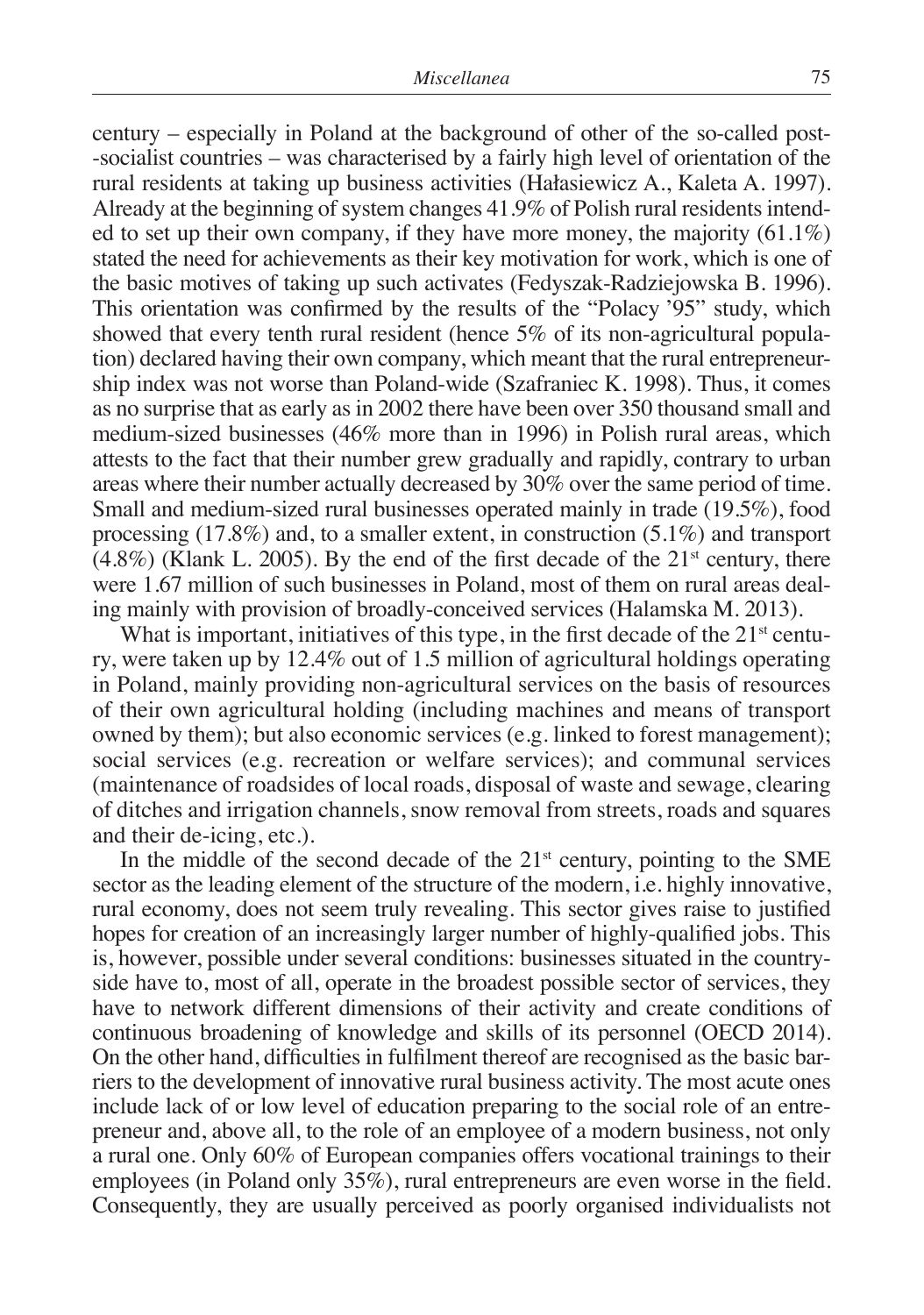century – especially in Poland at the background of other of the so-called post-socialist countries – was characterised by a fairly high level of orientation of the rural residents at taking up business activities (Hałasiewicz A., Kaleta A. 1997). Already at the beginning of system changes 41.9% of Polish rural residents intended to set up their own company, if they have more money, the majority (61.1%) stated the need for achievements as their key motivation for work, which is one of the basic motives of taking up such activates (Fedyszak-Radziejowska B. 1996). This orientation was confirmed by the results of the "Polacy '95" study, which showed that every tenth rural resident (hence 5% of its non-agricultural population) declared having their own company, which meant that the rural entrepreneurship index was not worse than Poland-wide (Szafraniec K. 1998). Thus, it comes as no surprise that as early as in 2002 there have been over 350 thousand small and medium-sized businesses (46% more than in 1996) in Polish rural areas, which attests to the fact that their number grew gradually and rapidly, contrary to urban areas where their number actually decreased by 30% over the same period of time. Small and medium-sized rural businesses operated mainly in trade (19.5%), food processing (17.8%) and, to a smaller extent, in construction (5.1%) and transport (4.8%) (Klank L. 2005). By the end of the first decade of the 21st century, there were 1.67 million of such businesses in Poland, most of them on rural areas dealing mainly with provision of broadly-conceived services (Halamska M. 2013).

What is important, initiatives of this type, in the first decade of the 21st century, were taken up by 12.4% out of 1.5 million of agricultural holdings operating in Poland, mainly providing non-agricultural services on the basis of resources of their own agricultural holding (including machines and means of transport owned by them); but also economic services (e.g. linked to forest management); social services (e.g. recreation or welfare services); and communal services (maintenance of roadsides of local roads, disposal of waste and sewage, clearing of ditches and irrigation channels, snow removal from streets, roads and squares and their de-icing, etc.).

In the middle of the second decade of the 21st century, pointing to the SME sector as the leading element of the structure of the modern, i.e. highly innovative, rural economy, does not seem truly revealing. This sector gives raise to justified hopes for creation of an increasingly larger number of highly-qualified jobs. This is, however, possible under several conditions: businesses situated in the countryside have to, most of all, operate in the broadest possible sector of services, they have to network different dimensions of their activity and create conditions of continuous broadening of knowledge and skills of its personnel (OECD 2014). On the other hand, difficulties in fulfilment thereof are recognised as the basic barriers to the development of innovative rural business activity. The most acute ones include lack of or low level of education preparing to the social role of an entrepreneur and, above all, to the role of an employee of a modern business, not only a rural one. Only 60% of European companies offers vocational trainings to their employees (in Poland only 35%), rural entrepreneurs are even worse in the field. Consequently, they are usually perceived as poorly organised individualists not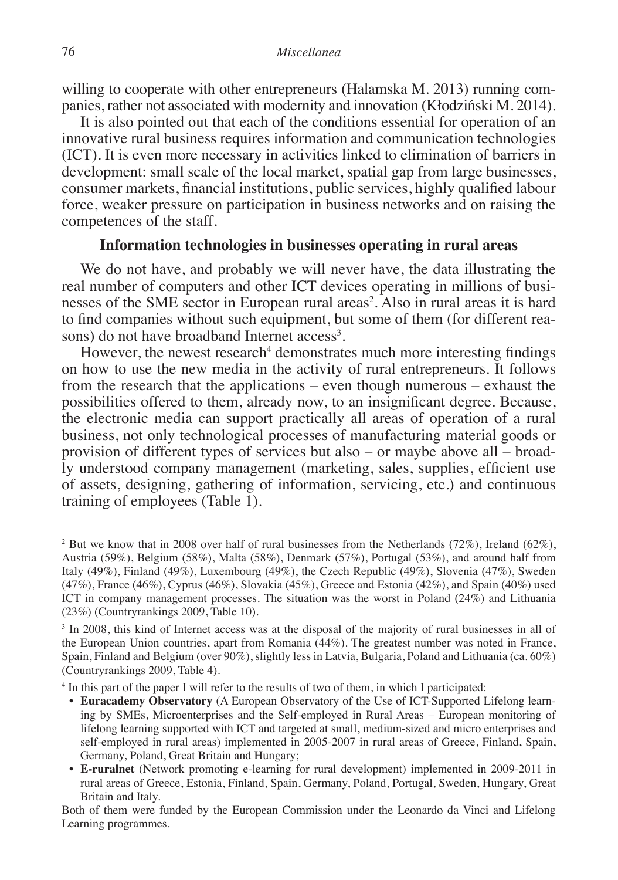willing to cooperate with other entrepreneurs (Halamska M. 2013) running companies, rather not associated with modernity and innovation (Kłodziński M. 2014).

It is also pointed out that each of the conditions essential for operation of an innovative rural business requires information and communication technologies (ICT). It is even more necessary in activities linked to elimination of barriers in development: small scale of the local market, spatial gap from large businesses, consumer markets, financial institutions, public services, highly qualified labour force, weaker pressure on participation in business networks and on raising the competences of the staff.

### Information technologies in businesses operating in rural areas

We do not have, and probably we will never have, the data illustrating the real number of computers and other ICT devices operating in millions of businesses of the SME sector in European rural areas[2]. Also in rural areas it is hard to find companies without such equipment, but some of them (for different reasons) do not have broadband Internet access[3].

However, the newest research[4] demonstrates much more interesting findings on how to use the new media in the activity of rural entrepreneurs. It follows from the research that the applications – even though numerous – exhaust the possibilities offered to them, already now, to an insignificant degree. Because, the electronic media can support practically all areas of operation of a rural business, not only technological processes of manufacturing material goods or provision of different types of services but also – or maybe above all – broadly understood company management (marketing, sales, supplies, efficient use of assets, designing, gathering of information, servicing, etc.) and continuous training of employees (Table 1).

---

[2] But we know that in 2008 over half of rural businesses from the Netherlands (72%), Ireland (62%), Austria (59%), Belgium (58%), Malta (58%), Denmark (57%), Portugal (53%), and around half from Italy (49%), Finland (49%), Luxembourg (49%), the Czech Republic (49%), Slovenia (47%), Sweden (47%), France (46%), Cyprus (46%), Slovakia (45%), Greece and Estonia (42%), and Spain (40%) used ICT in company management processes. The situation was the worst in Poland (24%) and Lithuania (23%) (Countryrankings 2009, Table 10).

[3] In 2008, this kind of Internet access was at the disposal of the majority of rural businesses in all of the European Union countries, apart from Romania (44%). The greatest number was noted in France, Spain, Finland and Belgium (over 90%), slightly less in Latvia, Bulgaria, Poland and Lithuania (ca. 60%) (Countryrankings 2009, Table 4).

[4] In this part of the paper I will refer to the results of two of them, in which I participated:

- **Euracademy Observatory** (A European Observatory of the Use of ICT-Supported Lifelong learning by SMEs, Microenterprises and the Self-employed in Rural Areas – European monitoring of lifelong learning supported with ICT and targeted at small, medium-sized and micro enterprises and self-employed in rural areas) implemented in 2005-2007 in rural areas of Greece, Finland, Spain, Germany, Poland, Great Britain and Hungary;
- **E-ruralnet** (Network promoting e-learning for rural development) implemented in 2009-2011 in rural areas of Greece, Estonia, Finland, Spain, Germany, Poland, Portugal, Sweden, Hungary, Great Britain and Italy.

Both of them were funded by the European Commission under the Leonardo da Vinci and Lifelong Learning programmes.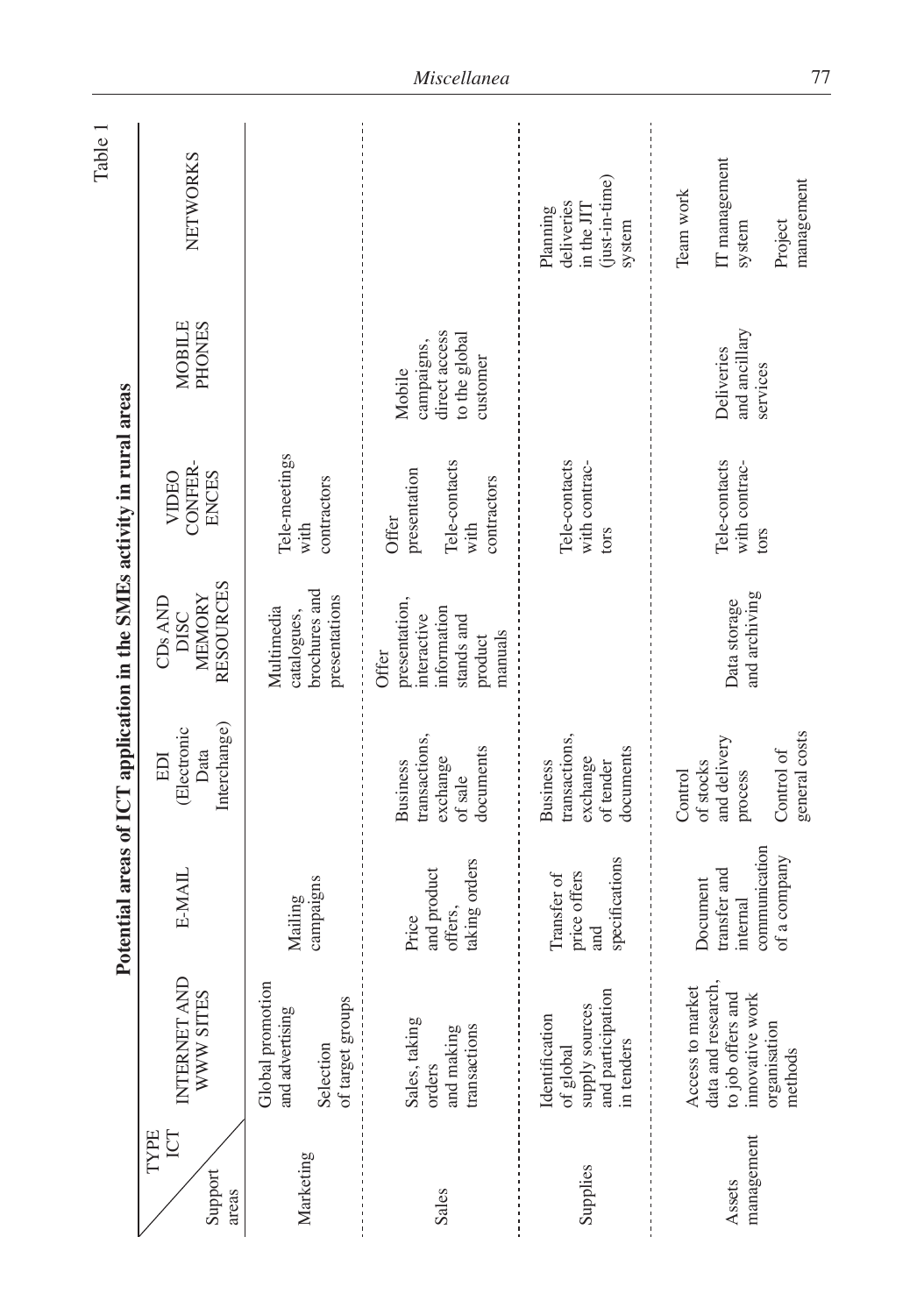Table 1

**Potential areas of ICT application in the SMEs activity in rural areas**

| Support areas \ TYPE ICT | INTERNET AND WWW SITES | E-MAIL | EDI (Electronic Data Interchange) | CDs AND DISC MEMORY RESOURCES | VIDEO CONFERENCES | MOBILE PHONES | NETWORKS |
|---|---|---|---|---|---|---|---|
| Marketing | Global promotion and advertising<br><br>Selection of target groups | Mailing campaigns | | Multimedia catalogues, brochures and presentations | Tele-meetings with contractors | | |
| Sales | Sales, taking orders and making transactions | Price and product offers, taking orders | Business transactions, exchange of sale documents | Offer presentation, interactive information stands and product manuals | Offer presentation<br><br>Tele-contacts with contractors | Mobile campaigns, direct access to the global customer | |
| Supplies | Identification of global supply sources and participation in tenders | Transfer of price offers and specifications | Business transactions, exchange of tender documents | | Tele-contacts with contractors | | Planning deliveries in the JIT (just-in-time) system |
| Assets management | Access to market data and research, to job offers and innovative work organisation methods | Document transfer and internal communication of a company | Control of stocks and delivery process<br><br>Control of general costs | Data storage and archiving | Tele-contacts with contractors | Deliveries and ancillary services | Team work<br><br>IT management system<br><br>Project management |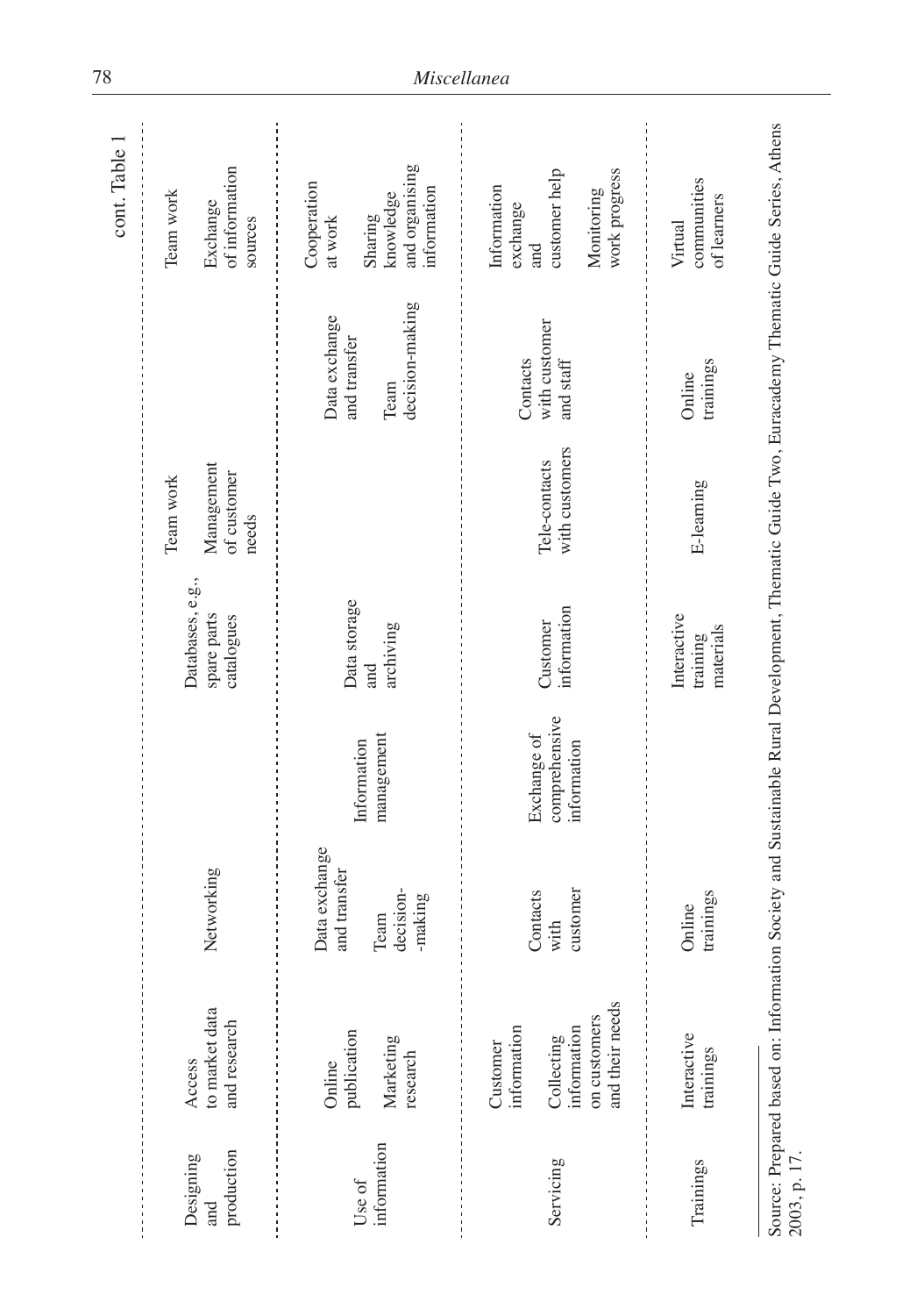cont. Table 1

| | | | | | | | |
|---|---|---|---|---|---|---|---|
| Designing and production | Access to market data and research | Networking | | Databases, e.g., spare parts catalogues | Team work<br>Management of customer needs | | Team work<br>Exchange of information sources |
| Use of information | Online publication<br>Marketing research | Data exchange and transfer<br>Team decision-making | Information management | Data storage and archiving | | Data exchange and transfer<br>Team decision-making | Cooperation at work<br>Sharing knowledge and organising information |
| Servicing | Customer information<br>Collecting information on customers and their needs | Contacts with customer | Exchange of comprehensive information | Customer information | Tele-contacts with customers | Contacts with customer and staff | Information exchange and customer help<br>Monitoring work progress |
| Trainings | Interactive trainings | Online trainings | | Interactive training materials | E-learning | Online trainings | Virtual communities of learners |

Source: Prepared based on: Information Society and Sustainable Rural Development, Thematic Guide Two, Euracademy Thematic Guide Series, Athens 2003, p. 17.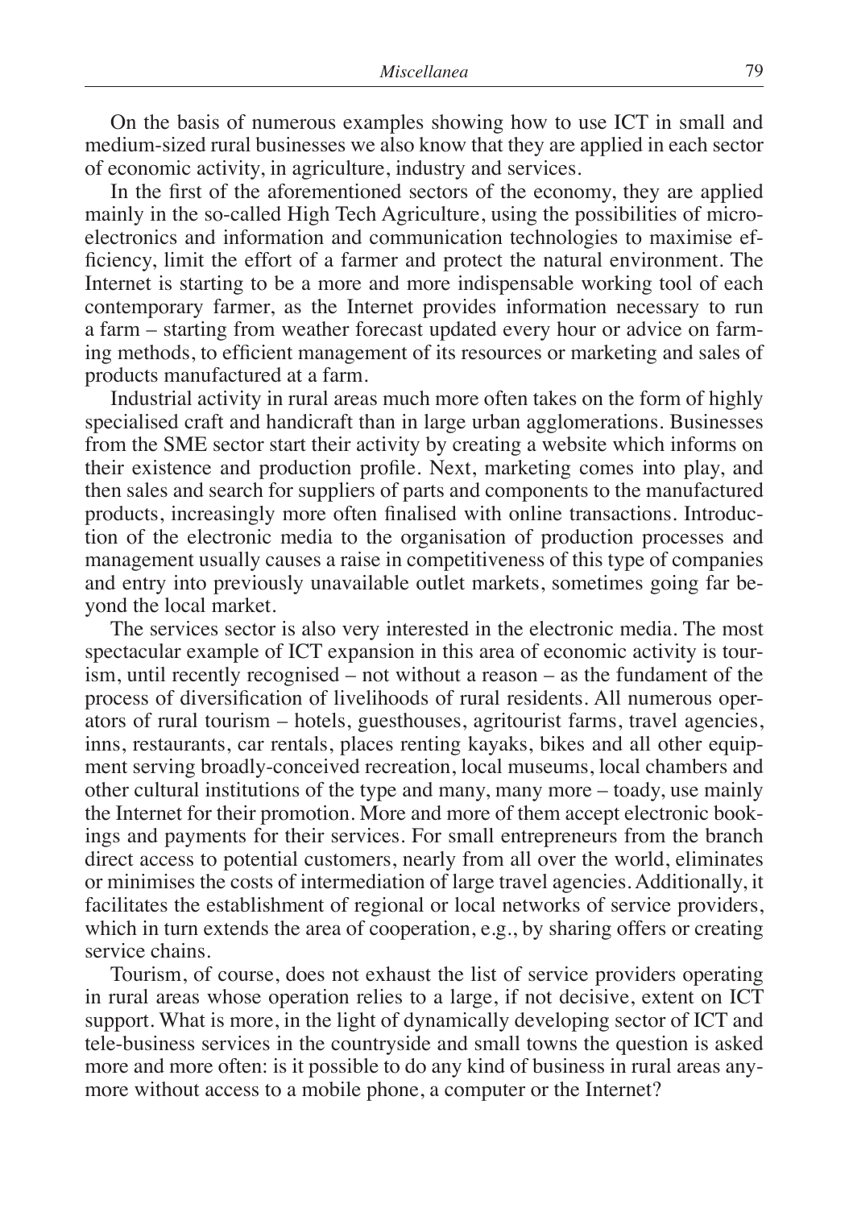On the basis of numerous examples showing how to use ICT in small and medium-sized rural businesses we also know that they are applied in each sector of economic activity, in agriculture, industry and services.

In the first of the aforementioned sectors of the economy, they are applied mainly in the so-called High Tech Agriculture, using the possibilities of micro-electronics and information and communication technologies to maximise efficiency, limit the effort of a farmer and protect the natural environment. The Internet is starting to be a more and more indispensable working tool of each contemporary farmer, as the Internet provides information necessary to run a farm – starting from weather forecast updated every hour or advice on farming methods, to efficient management of its resources or marketing and sales of products manufactured at a farm.

Industrial activity in rural areas much more often takes on the form of highly specialised craft and handicraft than in large urban agglomerations. Businesses from the SME sector start their activity by creating a website which informs on their existence and production profile. Next, marketing comes into play, and then sales and search for suppliers of parts and components to the manufactured products, increasingly more often finalised with online transactions. Introduction of the electronic media to the organisation of production processes and management usually causes a raise in competitiveness of this type of companies and entry into previously unavailable outlet markets, sometimes going far beyond the local market.

The services sector is also very interested in the electronic media. The most spectacular example of ICT expansion in this area of economic activity is tourism, until recently recognised – not without a reason – as the fundament of the process of diversification of livelihoods of rural residents. All numerous operators of rural tourism – hotels, guesthouses, agritourist farms, travel agencies, inns, restaurants, car rentals, places renting kayaks, bikes and all other equipment serving broadly-conceived recreation, local museums, local chambers and other cultural institutions of the type and many, many more – toady, use mainly the Internet for their promotion. More and more of them accept electronic bookings and payments for their services. For small entrepreneurs from the branch direct access to potential customers, nearly from all over the world, eliminates or minimises the costs of intermediation of large travel agencies. Additionally, it facilitates the establishment of regional or local networks of service providers, which in turn extends the area of cooperation, e.g., by sharing offers or creating service chains.

Tourism, of course, does not exhaust the list of service providers operating in rural areas whose operation relies to a large, if not decisive, extent on ICT support. What is more, in the light of dynamically developing sector of ICT and tele-business services in the countryside and small towns the question is asked more and more often: is it possible to do any kind of business in rural areas anymore without access to a mobile phone, a computer or the Internet?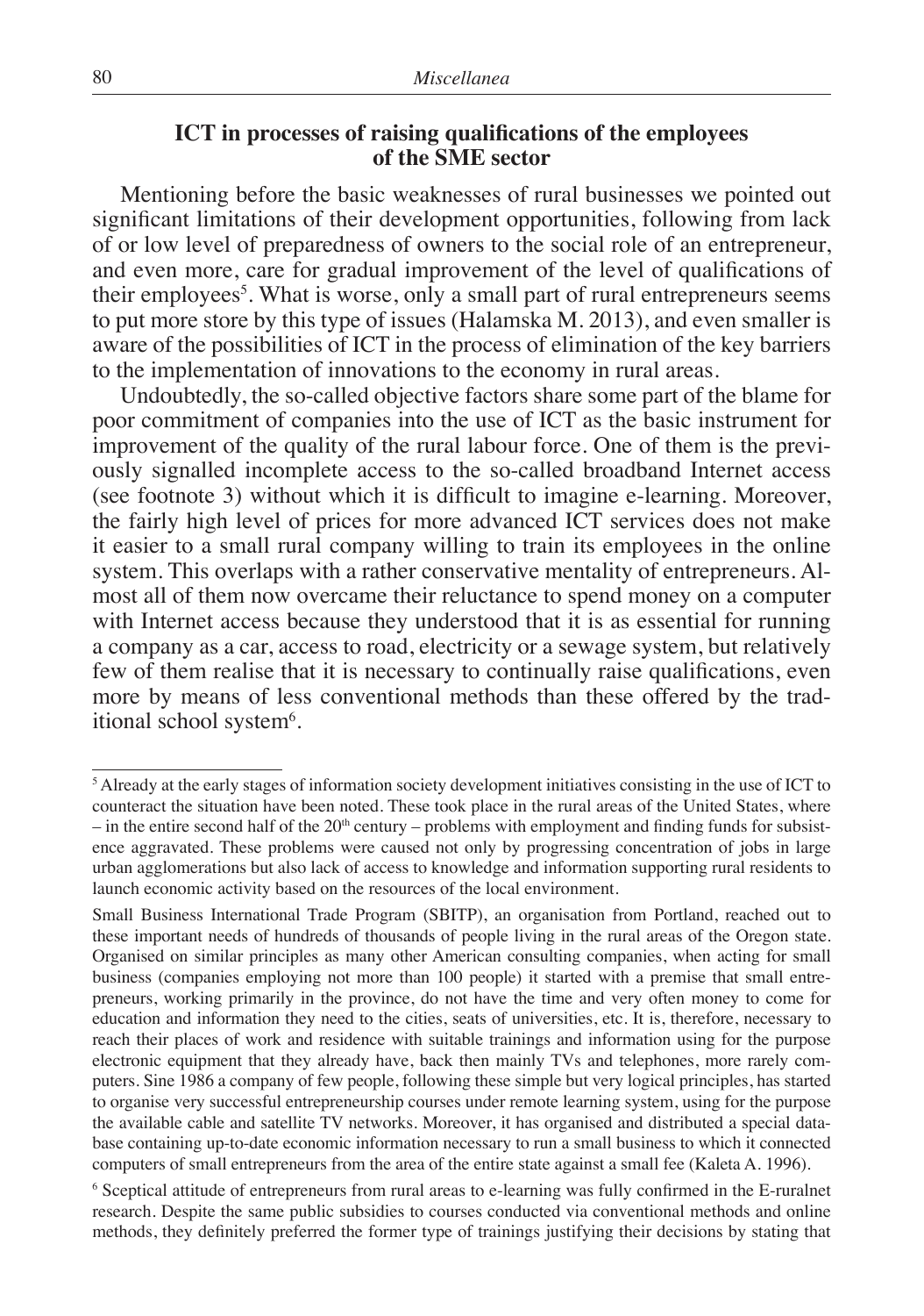## ICT in processes of raising qualifications of the employees of the SME sector

Mentioning before the basic weaknesses of rural businesses we pointed out significant limitations of their development opportunities, following from lack of or low level of preparedness of owners to the social role of an entrepreneur, and even more, care for gradual improvement of the level of qualifications of their employees[5]. What is worse, only a small part of rural entrepreneurs seems to put more store by this type of issues (Halamska M. 2013), and even smaller is aware of the possibilities of ICT in the process of elimination of the key barriers to the implementation of innovations to the economy in rural areas.

Undoubtedly, the so-called objective factors share some part of the blame for poor commitment of companies into the use of ICT as the basic instrument for improvement of the quality of the rural labour force. One of them is the previously signalled incomplete access to the so-called broadband Internet access (see footnote 3) without which it is difficult to imagine e-learning. Moreover, the fairly high level of prices for more advanced ICT services does not make it easier to a small rural company willing to train its employees in the online system. This overlaps with a rather conservative mentality of entrepreneurs. Almost all of them now overcame their reluctance to spend money on a computer with Internet access because they understood that it is as essential for running a company as a car, access to road, electricity or a sewage system, but relatively few of them realise that it is necessary to continually raise qualifications, even more by means of less conventional methods than these offered by the traditional school system[6].

---

[5] Already at the early stages of information society development initiatives consisting in the use of ICT to counteract the situation have been noted. These took place in the rural areas of the United States, where – in the entire second half of the 20th century – problems with employment and finding funds for subsistence aggravated. These problems were caused not only by progressing concentration of jobs in large urban agglomerations but also lack of access to knowledge and information supporting rural residents to launch economic activity based on the resources of the local environment.

Small Business International Trade Program (SBITP), an organisation from Portland, reached out to these important needs of hundreds of thousands of people living in the rural areas of the Oregon state. Organised on similar principles as many other American consulting companies, when acting for small business (companies employing not more than 100 people) it started with a premise that small entrepreneurs, working primarily in the province, do not have the time and very often money to come for education and information they need to the cities, seats of universities, etc. It is, therefore, necessary to reach their places of work and residence with suitable trainings and information using for the purpose electronic equipment that they already have, back then mainly TVs and telephones, more rarely computers. Sine 1986 a company of few people, following these simple but very logical principles, has started to organise very successful entrepreneurship courses under remote learning system, using for the purpose the available cable and satellite TV networks. Moreover, it has organised and distributed a special database containing up-to-date economic information necessary to run a small business to which it connected computers of small entrepreneurs from the area of the entire state against a small fee (Kaleta A. 1996).

[6] Sceptical attitude of entrepreneurs from rural areas to e-learning was fully confirmed in the E-ruralnet research. Despite the same public subsidies to courses conducted via conventional methods and online methods, they definitely preferred the former type of trainings justifying their decisions by stating that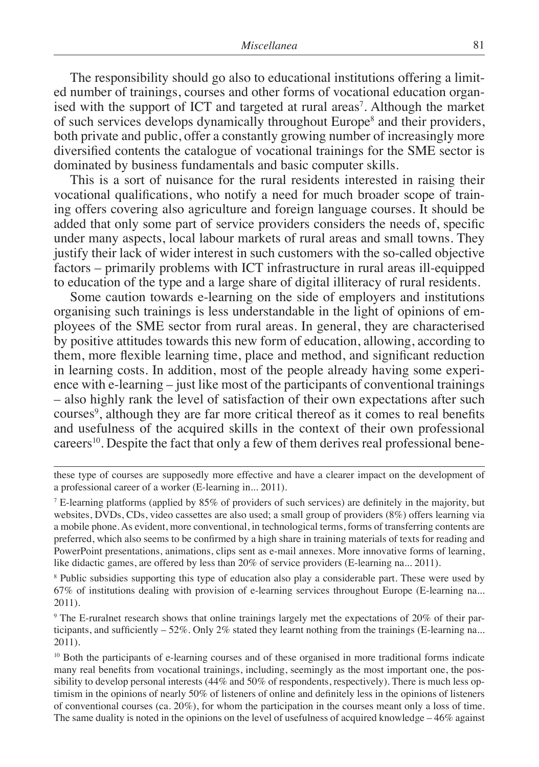The responsibility should go also to educational institutions offering a limited number of trainings, courses and other forms of vocational education organised with the support of ICT and targeted at rural areas[7]. Although the market of such services develops dynamically throughout Europe[8] and their providers, both private and public, offer a constantly growing number of increasingly more diversified contents the catalogue of vocational trainings for the SME sector is dominated by business fundamentals and basic computer skills.

This is a sort of nuisance for the rural residents interested in raising their vocational qualifications, who notify a need for much broader scope of training offers covering also agriculture and foreign language courses. It should be added that only some part of service providers considers the needs of, specific under many aspects, local labour markets of rural areas and small towns. They justify their lack of wider interest in such customers with the so-called objective factors – primarily problems with ICT infrastructure in rural areas ill-equipped to education of the type and a large share of digital illiteracy of rural residents.

Some caution towards e-learning on the side of employers and institutions organising such trainings is less understandable in the light of opinions of employees of the SME sector from rural areas. In general, they are characterised by positive attitudes towards this new form of education, allowing, according to them, more flexible learning time, place and method, and significant reduction in learning costs. In addition, most of the people already having some experience with e-learning – just like most of the participants of conventional trainings – also highly rank the level of satisfaction of their own expectations after such courses[9], although they are far more critical thereof as it comes to real benefits and usefulness of the acquired skills in the context of their own professional careers[10]. Despite the fact that only a few of them derives real professional bene-

---

these type of courses are supposedly more effective and have a clearer impact on the development of a professional career of a worker (E-learning in... 2011).

[7] E-learning platforms (applied by 85% of providers of such services) are definitely in the majority, but websites, DVDs, CDs, video cassettes are also used; a small group of providers (8%) offers learning via a mobile phone. As evident, more conventional, in technological terms, forms of transferring contents are preferred, which also seems to be confirmed by a high share in training materials of texts for reading and PowerPoint presentations, animations, clips sent as e-mail annexes. More innovative forms of learning, like didactic games, are offered by less than 20% of service providers (E-learning na... 2011).

[8] Public subsidies supporting this type of education also play a considerable part. These were used by 67% of institutions dealing with provision of e-learning services throughout Europe (E-learning na... 2011).

[9] The E-ruralnet research shows that online trainings largely met the expectations of 20% of their participants, and sufficiently – 52%. Only 2% stated they learnt nothing from the trainings (E-learning na... 2011).

[10] Both the participants of e-learning courses and of these organised in more traditional forms indicate many real benefits from vocational trainings, including, seemingly as the most important one, the possibility to develop personal interests (44% and 50% of respondents, respectively). There is much less optimism in the opinions of nearly 50% of listeners of online and definitely less in the opinions of listeners of conventional courses (ca. 20%), for whom the participation in the courses meant only a loss of time. The same duality is noted in the opinions on the level of usefulness of acquired knowledge – 46% against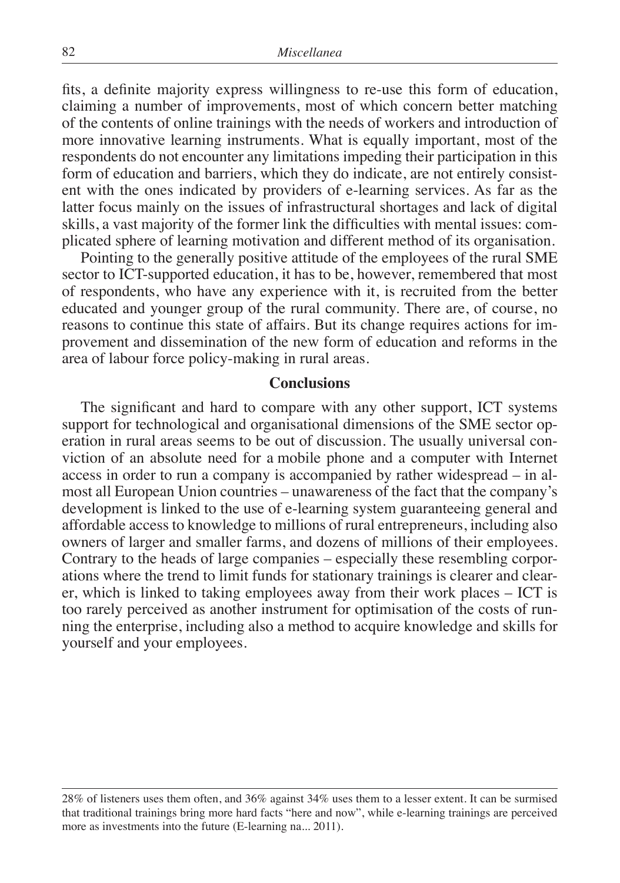fits, a definite majority express willingness to re-use this form of education, claiming a number of improvements, most of which concern better matching of the contents of online trainings with the needs of workers and introduction of more innovative learning instruments. What is equally important, most of the respondents do not encounter any limitations impeding their participation in this form of education and barriers, which they do indicate, are not entirely consistent with the ones indicated by providers of e-learning services. As far as the latter focus mainly on the issues of infrastructural shortages and lack of digital skills, a vast majority of the former link the difficulties with mental issues: complicated sphere of learning motivation and different method of its organisation.

Pointing to the generally positive attitude of the employees of the rural SME sector to ICT-supported education, it has to be, however, remembered that most of respondents, who have any experience with it, is recruited from the better educated and younger group of the rural community. There are, of course, no reasons to continue this state of affairs. But its change requires actions for improvement and dissemination of the new form of education and reforms in the area of labour force policy-making in rural areas.

## Conclusions

The significant and hard to compare with any other support, ICT systems support for technological and organisational dimensions of the SME sector operation in rural areas seems to be out of discussion. The usually universal conviction of an absolute need for a mobile phone and a computer with Internet access in order to run a company is accompanied by rather widespread – in almost all European Union countries – unawareness of the fact that the company's development is linked to the use of e-learning system guaranteeing general and affordable access to knowledge to millions of rural entrepreneurs, including also owners of larger and smaller farms, and dozens of millions of their employees. Contrary to the heads of large companies – especially these resembling corporations where the trend to limit funds for stationary trainings is clearer and clearer, which is linked to taking employees away from their work places – ICT is too rarely perceived as another instrument for optimisation of the costs of running the enterprise, including also a method to acquire knowledge and skills for yourself and your employees.

---

28% of listeners uses them often, and 36% against 34% uses them to a lesser extent. It can be surmised that traditional trainings bring more hard facts "here and now", while e-learning trainings are perceived more as investments into the future (E-learning na... 2011).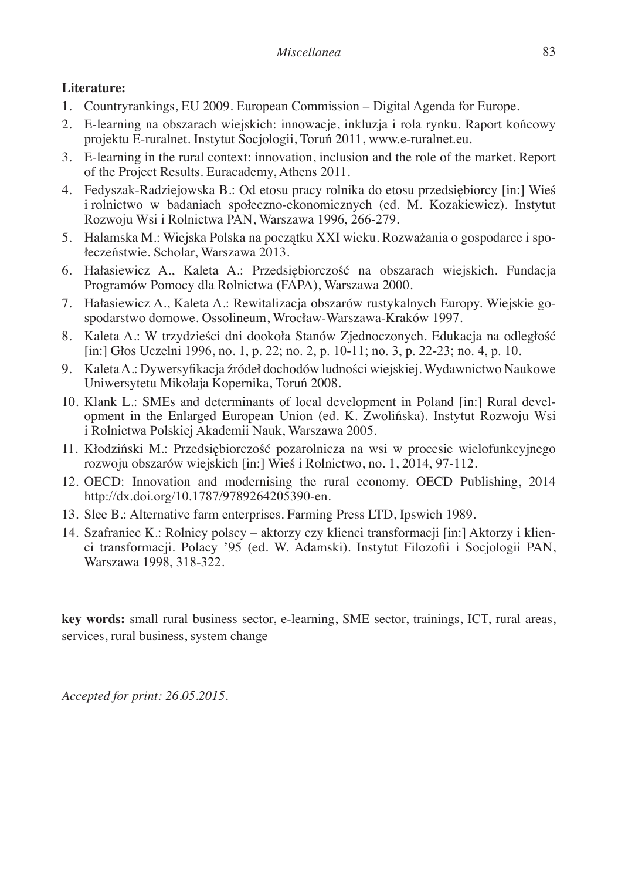**Literature:**

1. Countryrankings, EU 2009. European Commission – Digital Agenda for Europe.
2. E-learning na obszarach wiejskich: innowacje, inkluzja i rola rynku. Raport końcowy projektu E-ruralnet. Instytut Socjologii, Toruń 2011, www.e-ruralnet.eu.
3. E-learning in the rural context: innovation, inclusion and the role of the market. Report of the Project Results. Euracademy, Athens 2011.
4. Fedyszak-Radziejowska B.: Od etosu pracy rolnika do etosu przedsiębiorcy [in:] Wieś i rolnictwo w badaniach społeczno-ekonomicznych (ed. M. Kozakiewicz). Instytut Rozwoju Wsi i Rolnictwa PAN, Warszawa 1996, 266-279.
5. Halamska M.: Wiejska Polska na początku XXI wieku. Rozważania o gospodarce i społeczeństwie. Scholar, Warszawa 2013.
6. Hałasiewicz A., Kaleta A.: Przedsiębiorczość na obszarach wiejskich. Fundacja Programów Pomocy dla Rolnictwa (FAPA), Warszawa 2000.
7. Hałasiewicz A., Kaleta A.: Rewitalizacja obszarów rustykalnych Europy. Wiejskie gospodarstwo domowe. Ossolineum, Wrocław-Warszawa-Kraków 1997.
8. Kaleta A.: W trzydzieści dni dookoła Stanów Zjednoczonych. Edukacja na odległość [in:] Głos Uczelni 1996, no. 1, p. 22; no. 2, p. 10-11; no. 3, p. 22-23; no. 4, p. 10.
9. Kaleta A.: Dywersyfikacja źródeł dochodów ludności wiejskiej. Wydawnictwo Naukowe Uniwersytetu Mikołaja Kopernika, Toruń 2008.
10. Klank L.: SMEs and determinants of local development in Poland [in:] Rural development in the Enlarged European Union (ed. K. Zwolińska). Instytut Rozwoju Wsi i Rolnictwa Polskiej Akademii Nauk, Warszawa 2005.
11. Kłodziński M.: Przedsiębiorczość pozarolnicza na wsi w procesie wielofunkcyjnego rozwoju obszarów wiejskich [in:] Wieś i Rolnictwo, no. 1, 2014, 97-112.
12. OECD: Innovation and modernising the rural economy. OECD Publishing, 2014 http://dx.doi.org/10.1787/9789264205390-en.
13. Slee B.: Alternative farm enterprises. Farming Press LTD, Ipswich 1989.
14. Szafraniec K.: Rolnicy polscy – aktorzy czy klienci transformacji [in:] Aktorzy i klienci transformacji. Polacy '95 (ed. W. Adamski). Instytut Filozofii i Socjologii PAN, Warszawa 1998, 318-322.

**key words:** small rural business sector, e-learning, SME sector, trainings, ICT, rural areas, services, rural business, system change

*Accepted for print: 26.05.2015.*